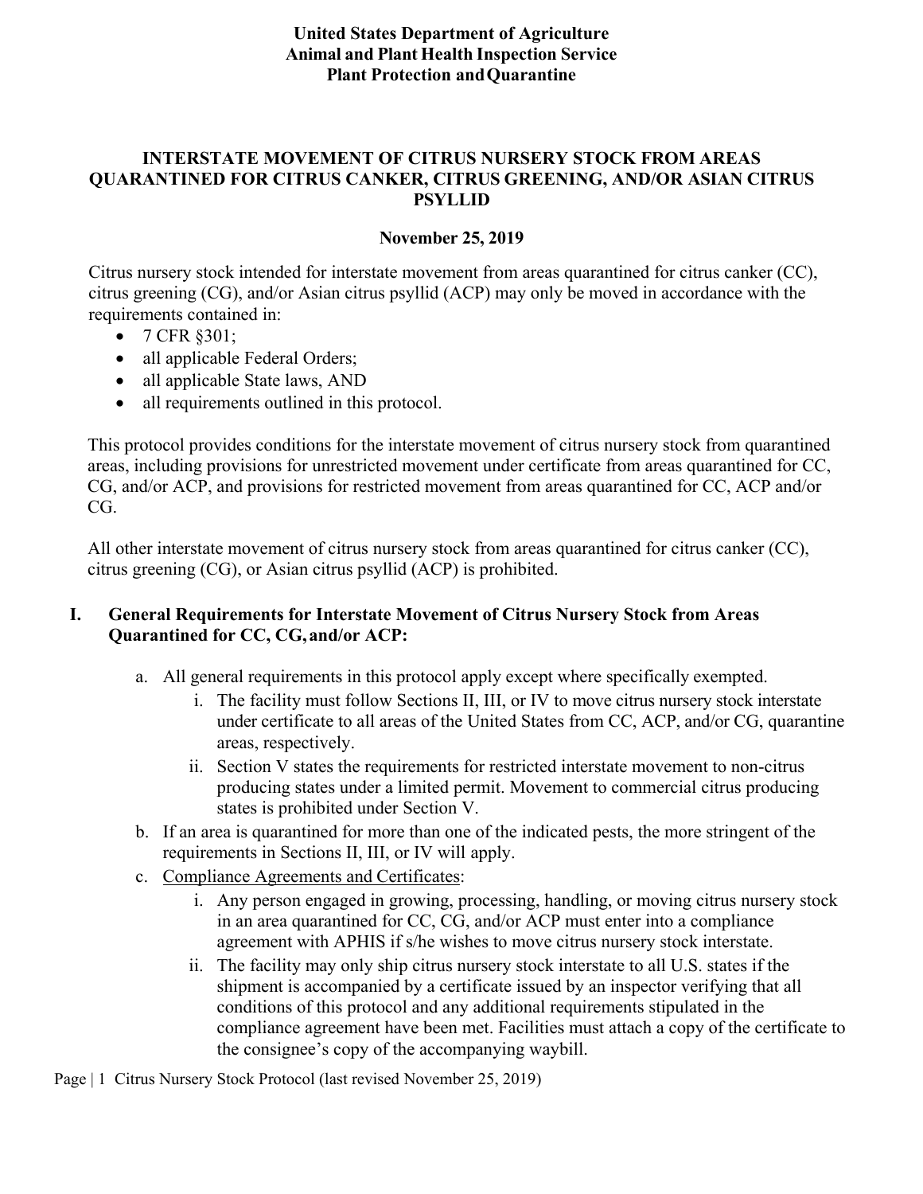**United States Department of Agriculture**
**Animal and Plant Health Inspection Service**
**Plant Protection and Quarantine**

# INTERSTATE MOVEMENT OF CITRUS NURSERY STOCK FROM AREAS QUARANTINED FOR CITRUS CANKER, CITRUS GREENING, AND/OR ASIAN CITRUS PSYLLID

**November 25, 2019**

Citrus nursery stock intended for interstate movement from areas quarantined for citrus canker (CC), citrus greening (CG), and/or Asian citrus psyllid (ACP) may only be moved in accordance with the requirements contained in:

- 7 CFR §301;
- all applicable Federal Orders;
- all applicable State laws, AND
- all requirements outlined in this protocol.

This protocol provides conditions for the interstate movement of citrus nursery stock from quarantined areas, including provisions for unrestricted movement under certificate from areas quarantined for CC, CG, and/or ACP, and provisions for restricted movement from areas quarantined for CC, ACP and/or CG.

All other interstate movement of citrus nursery stock from areas quarantined for citrus canker (CC), citrus greening (CG), or Asian citrus psyllid (ACP) is prohibited.

## I. General Requirements for Interstate Movement of Citrus Nursery Stock from Areas Quarantined for CC, CG, and/or ACP:

a. All general requirements in this protocol apply except where specifically exempted.
   i. The facility must follow Sections II, III, or IV to move citrus nursery stock interstate under certificate to all areas of the United States from CC, ACP, and/or CG, quarantine areas, respectively.
   ii. Section V states the requirements for restricted interstate movement to non-citrus producing states under a limited permit. Movement to commercial citrus producing states is prohibited under Section V.

b. If an area is quarantined for more than one of the indicated pests, the more stringent of the requirements in Sections II, III, or IV will apply.

c. <u>Compliance Agreements and Certificates</u>:
   i. Any person engaged in growing, processing, handling, or moving citrus nursery stock in an area quarantined for CC, CG, and/or ACP must enter into a compliance agreement with APHIS if s/he wishes to move citrus nursery stock interstate.
   ii. The facility may only ship citrus nursery stock interstate to all U.S. states if the shipment is accompanied by a certificate issued by an inspector verifying that all conditions of this protocol and any additional requirements stipulated in the compliance agreement have been met. Facilities must attach a copy of the certificate to the consignee's copy of the accompanying waybill.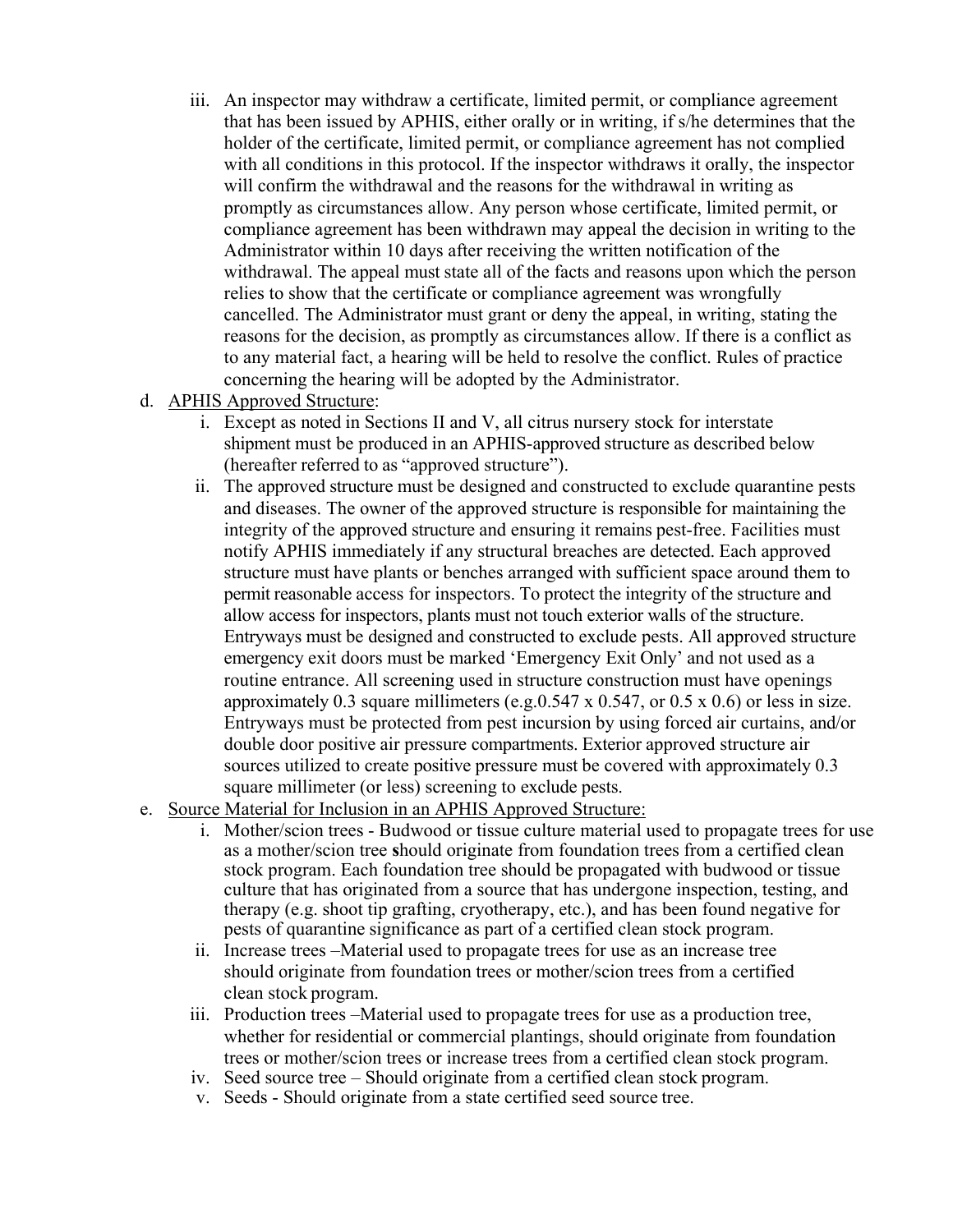iii. An inspector may withdraw a certificate, limited permit, or compliance agreement that has been issued by APHIS, either orally or in writing, if s/he determines that the holder of the certificate, limited permit, or compliance agreement has not complied with all conditions in this protocol. If the inspector withdraws it orally, the inspector will confirm the withdrawal and the reasons for the withdrawal in writing as promptly as circumstances allow. Any person whose certificate, limited permit, or compliance agreement has been withdrawn may appeal the decision in writing to the Administrator within 10 days after receiving the written notification of the withdrawal. The appeal must state all of the facts and reasons upon which the person relies to show that the certificate or compliance agreement was wrongfully cancelled. The Administrator must grant or deny the appeal, in writing, stating the reasons for the decision, as promptly as circumstances allow. If there is a conflict as to any material fact, a hearing will be held to resolve the conflict. Rules of practice concerning the hearing will be adopted by the Administrator.

d. <u>APHIS Approved Structure</u>:
   i. Except as noted in Sections II and V, all citrus nursery stock for interstate shipment must be produced in an APHIS-approved structure as described below (hereafter referred to as "approved structure").
   ii. The approved structure must be designed and constructed to exclude quarantine pests and diseases. The owner of the approved structure is responsible for maintaining the integrity of the approved structure and ensuring it remains pest-free. Facilities must notify APHIS immediately if any structural breaches are detected. Each approved structure must have plants or benches arranged with sufficient space around them to permit reasonable access for inspectors. To protect the integrity of the structure and allow access for inspectors, plants must not touch exterior walls of the structure. Entryways must be designed and constructed to exclude pests. All approved structure emergency exit doors must be marked 'Emergency Exit Only' and not used as a routine entrance. All screening used in structure construction must have openings approximately 0.3 square millimeters (e.g.0.547 x 0.547, or 0.5 x 0.6) or less in size. Entryways must be protected from pest incursion by using forced air curtains, and/or double door positive air pressure compartments. Exterior approved structure air sources utilized to create positive pressure must be covered with approximately 0.3 square millimeter (or less) screening to exclude pests.

e. <u>Source Material for Inclusion in an APHIS Approved Structure:</u>
   i. Mother/scion trees - Budwood or tissue culture material used to propagate trees for use as a mother/scion tree **s**hould originate from foundation trees from a certified clean stock program. Each foundation tree should be propagated with budwood or tissue culture that has originated from a source that has undergone inspection, testing, and therapy (e.g. shoot tip grafting, cryotherapy, etc.), and has been found negative for pests of quarantine significance as part of a certified clean stock program.
   ii. Increase trees –Material used to propagate trees for use as an increase tree should originate from foundation trees or mother/scion trees from a certified clean stock program.
   iii. Production trees –Material used to propagate trees for use as a production tree, whether for residential or commercial plantings, should originate from foundation trees or mother/scion trees or increase trees from a certified clean stock program.
   iv. Seed source tree – Should originate from a certified clean stock program.
   v. Seeds - Should originate from a state certified seed source tree.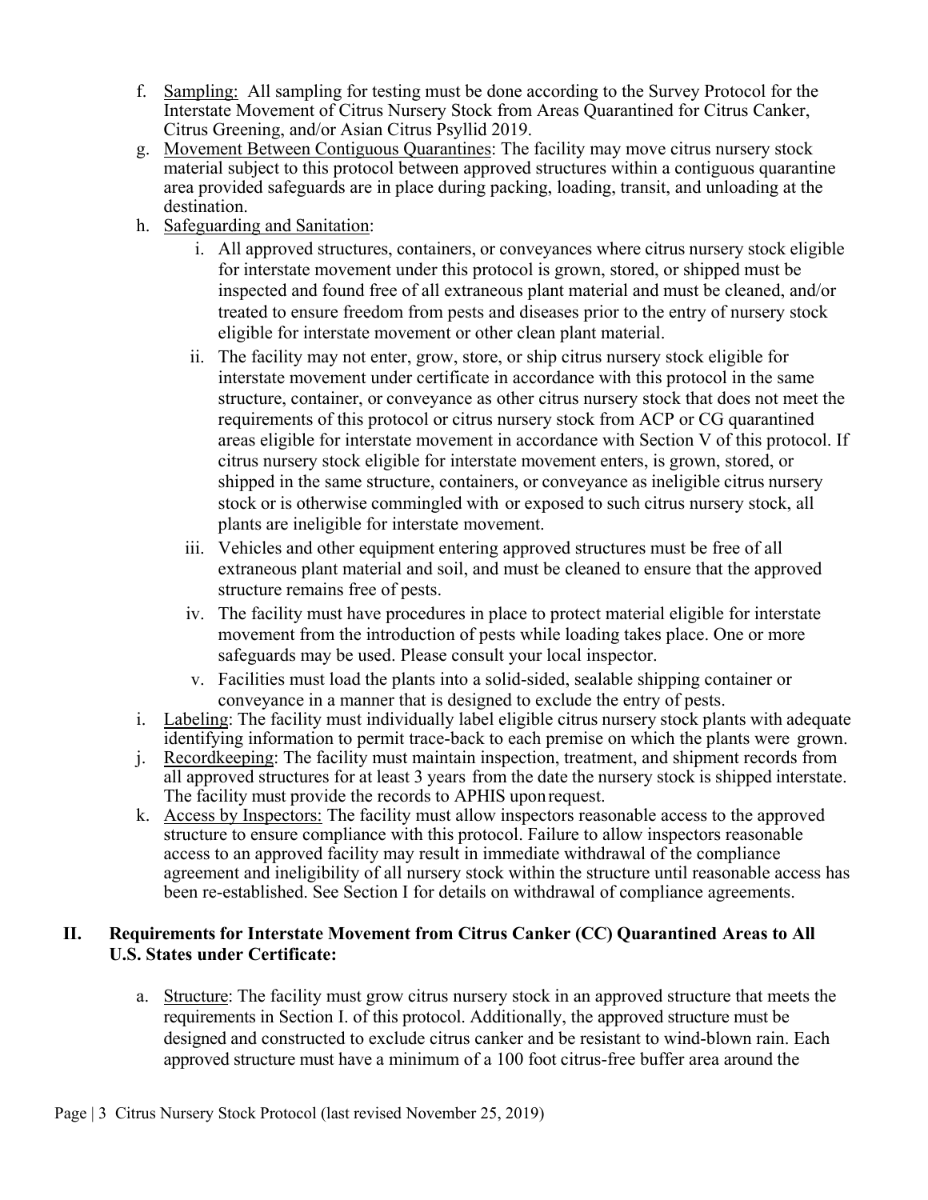f. Sampling: All sampling for testing must be done according to the Survey Protocol for the Interstate Movement of Citrus Nursery Stock from Areas Quarantined for Citrus Canker, Citrus Greening, and/or Asian Citrus Psyllid 2019.

g. Movement Between Contiguous Quarantines: The facility may move citrus nursery stock material subject to this protocol between approved structures within a contiguous quarantine area provided safeguards are in place during packing, loading, transit, and unloading at the destination.

h. Safeguarding and Sanitation:

   i. All approved structures, containers, or conveyances where citrus nursery stock eligible for interstate movement under this protocol is grown, stored, or shipped must be inspected and found free of all extraneous plant material and must be cleaned, and/or treated to ensure freedom from pests and diseases prior to the entry of nursery stock eligible for interstate movement or other clean plant material.

   ii. The facility may not enter, grow, store, or ship citrus nursery stock eligible for interstate movement under certificate in accordance with this protocol in the same structure, container, or conveyance as other citrus nursery stock that does not meet the requirements of this protocol or citrus nursery stock from ACP or CG quarantined areas eligible for interstate movement in accordance with Section V of this protocol. If citrus nursery stock eligible for interstate movement enters, is grown, stored, or shipped in the same structure, containers, or conveyance as ineligible citrus nursery stock or is otherwise commingled with or exposed to such citrus nursery stock, all plants are ineligible for interstate movement.

   iii. Vehicles and other equipment entering approved structures must be free of all extraneous plant material and soil, and must be cleaned to ensure that the approved structure remains free of pests.

   iv. The facility must have procedures in place to protect material eligible for interstate movement from the introduction of pests while loading takes place. One or more safeguards may be used. Please consult your local inspector.

   v. Facilities must load the plants into a solid-sided, sealable shipping container or conveyance in a manner that is designed to exclude the entry of pests.

i. Labeling: The facility must individually label eligible citrus nursery stock plants with adequate identifying information to permit trace-back to each premise on which the plants were grown.

j. Recordkeeping: The facility must maintain inspection, treatment, and shipment records from all approved structures for at least 3 years from the date the nursery stock is shipped interstate. The facility must provide the records to APHIS upon request.

k. Access by Inspectors: The facility must allow inspectors reasonable access to the approved structure to ensure compliance with this protocol. Failure to allow inspectors reasonable access to an approved facility may result in immediate withdrawal of the compliance agreement and ineligibility of all nursery stock within the structure until reasonable access has been re-established. See Section I for details on withdrawal of compliance agreements.

## II. Requirements for Interstate Movement from Citrus Canker (CC) Quarantined Areas to All U.S. States under Certificate:

a. Structure: The facility must grow citrus nursery stock in an approved structure that meets the requirements in Section I. of this protocol. Additionally, the approved structure must be designed and constructed to exclude citrus canker and be resistant to wind-blown rain. Each approved structure must have a minimum of a 100 foot citrus-free buffer area around the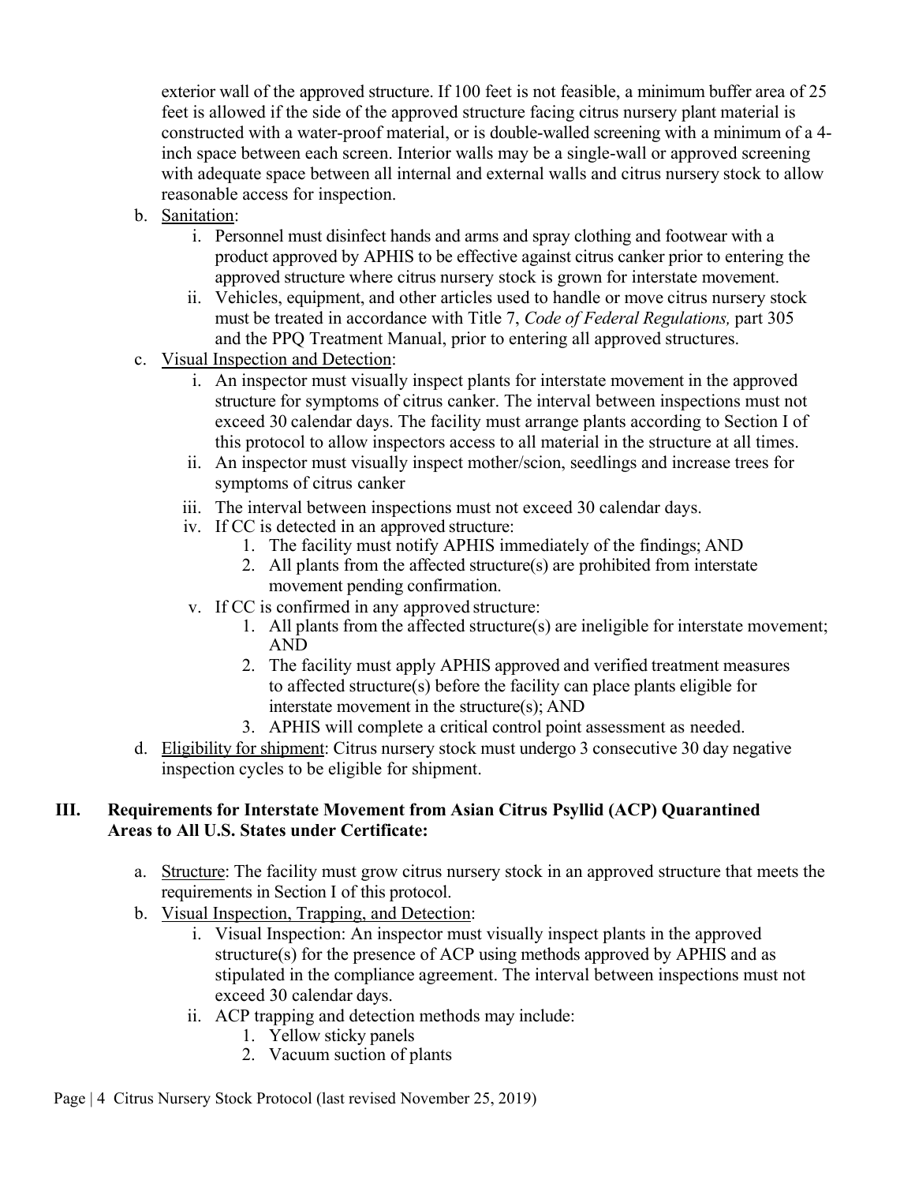exterior wall of the approved structure. If 100 feet is not feasible, a minimum buffer area of 25 feet is allowed if the side of the approved structure facing citrus nursery plant material is constructed with a water-proof material, or is double-walled screening with a minimum of a 4-inch space between each screen. Interior walls may be a single-wall or approved screening with adequate space between all internal and external walls and citrus nursery stock to allow reasonable access for inspection.

b. Sanitation:
   i. Personnel must disinfect hands and arms and spray clothing and footwear with a product approved by APHIS to be effective against citrus canker prior to entering the approved structure where citrus nursery stock is grown for interstate movement.
   ii. Vehicles, equipment, and other articles used to handle or move citrus nursery stock must be treated in accordance with Title 7, *Code of Federal Regulations,* part 305 and the PPQ Treatment Manual, prior to entering all approved structures.
c. Visual Inspection and Detection:
   i. An inspector must visually inspect plants for interstate movement in the approved structure for symptoms of citrus canker. The interval between inspections must not exceed 30 calendar days. The facility must arrange plants according to Section I of this protocol to allow inspectors access to all material in the structure at all times.
   ii. An inspector must visually inspect mother/scion, seedlings and increase trees for symptoms of citrus canker
   iii. The interval between inspections must not exceed 30 calendar days.
   iv. If CC is detected in an approved structure:
      1. The facility must notify APHIS immediately of the findings; AND
      2. All plants from the affected structure(s) are prohibited from interstate movement pending confirmation.
   v. If CC is confirmed in any approved structure:
      1. All plants from the affected structure(s) are ineligible for interstate movement; AND
      2. The facility must apply APHIS approved and verified treatment measures to affected structure(s) before the facility can place plants eligible for interstate movement in the structure(s); AND
      3. APHIS will complete a critical control point assessment as needed.
d. Eligibility for shipment: Citrus nursery stock must undergo 3 consecutive 30 day negative inspection cycles to be eligible for shipment.

## III. Requirements for Interstate Movement from Asian Citrus Psyllid (ACP) Quarantined Areas to All U.S. States under Certificate:

a. Structure: The facility must grow citrus nursery stock in an approved structure that meets the requirements in Section I of this protocol.
b. Visual Inspection, Trapping, and Detection:
   i. Visual Inspection: An inspector must visually inspect plants in the approved structure(s) for the presence of ACP using methods approved by APHIS and as stipulated in the compliance agreement. The interval between inspections must not exceed 30 calendar days.
   ii. ACP trapping and detection methods may include:
      1. Yellow sticky panels
      2. Vacuum suction of plants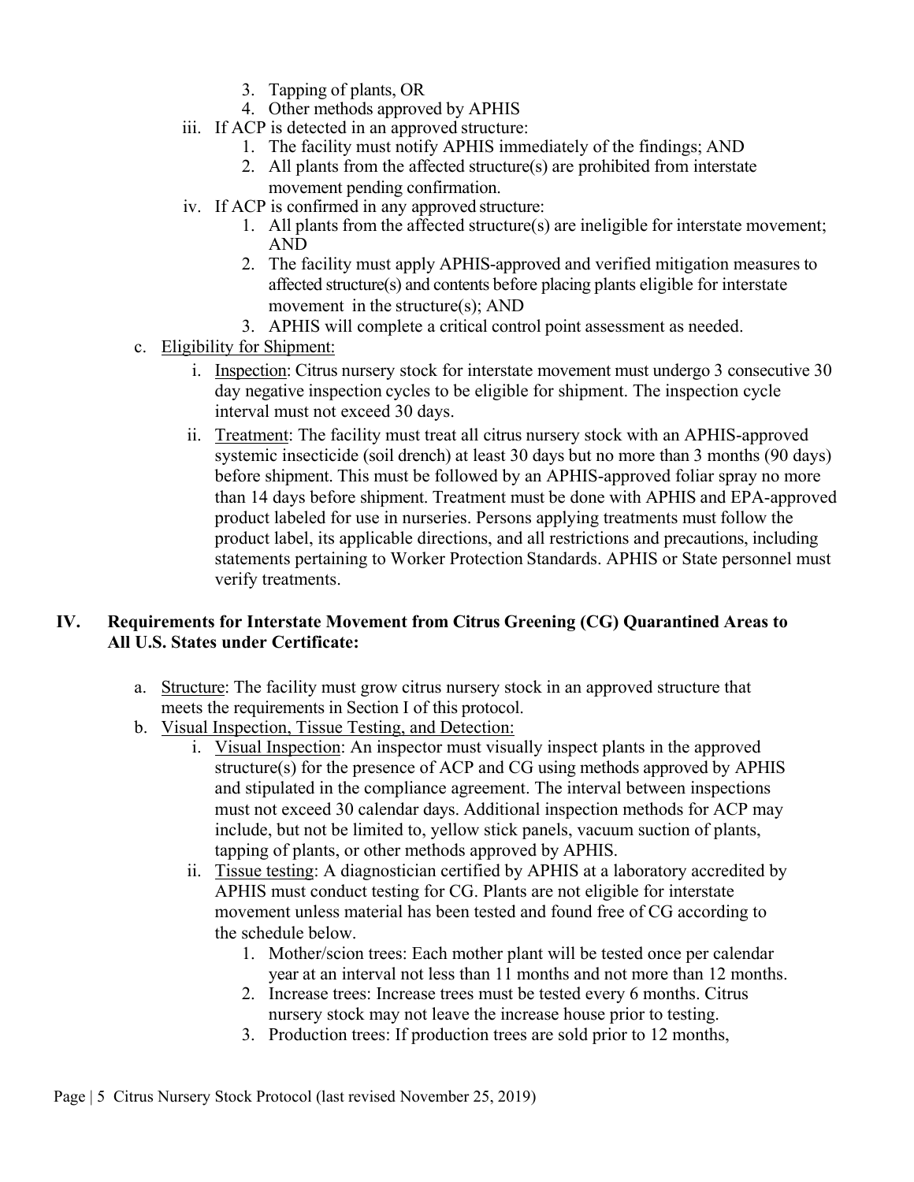3. Tapping of plants, OR
4. Other methods approved by APHIS

iii. If ACP is detected in an approved structure:
   1. The facility must notify APHIS immediately of the findings; AND
   2. All plants from the affected structure(s) are prohibited from interstate movement pending confirmation.

iv. If ACP is confirmed in any approved structure:
   1. All plants from the affected structure(s) are ineligible for interstate movement; AND
   2. The facility must apply APHIS-approved and verified mitigation measures to affected structure(s) and contents before placing plants eligible for interstate movement in the structure(s); AND
   3. APHIS will complete a critical control point assessment as needed.

c. Eligibility for Shipment:

   i. Inspection: Citrus nursery stock for interstate movement must undergo 3 consecutive 30 day negative inspection cycles to be eligible for shipment. The inspection cycle interval must not exceed 30 days.

   ii. Treatment: The facility must treat all citrus nursery stock with an APHIS-approved systemic insecticide (soil drench) at least 30 days but no more than 3 months (90 days) before shipment. This must be followed by an APHIS-approved foliar spray no more than 14 days before shipment. Treatment must be done with APHIS and EPA-approved product labeled for use in nurseries. Persons applying treatments must follow the product label, its applicable directions, and all restrictions and precautions, including statements pertaining to Worker Protection Standards. APHIS or State personnel must verify treatments.

## IV. Requirements for Interstate Movement from Citrus Greening (CG) Quarantined Areas to All U.S. States under Certificate:

a. Structure: The facility must grow citrus nursery stock in an approved structure that meets the requirements in Section I of this protocol.

b. Visual Inspection, Tissue Testing, and Detection:

   i. Visual Inspection: An inspector must visually inspect plants in the approved structure(s) for the presence of ACP and CG using methods approved by APHIS and stipulated in the compliance agreement. The interval between inspections must not exceed 30 calendar days. Additional inspection methods for ACP may include, but not be limited to, yellow stick panels, vacuum suction of plants, tapping of plants, or other methods approved by APHIS.

   ii. Tissue testing: A diagnostician certified by APHIS at a laboratory accredited by APHIS must conduct testing for CG. Plants are not eligible for interstate movement unless material has been tested and found free of CG according to the schedule below.
      1. Mother/scion trees: Each mother plant will be tested once per calendar year at an interval not less than 11 months and not more than 12 months.
      2. Increase trees: Increase trees must be tested every 6 months. Citrus nursery stock may not leave the increase house prior to testing.
      3. Production trees: If production trees are sold prior to 12 months,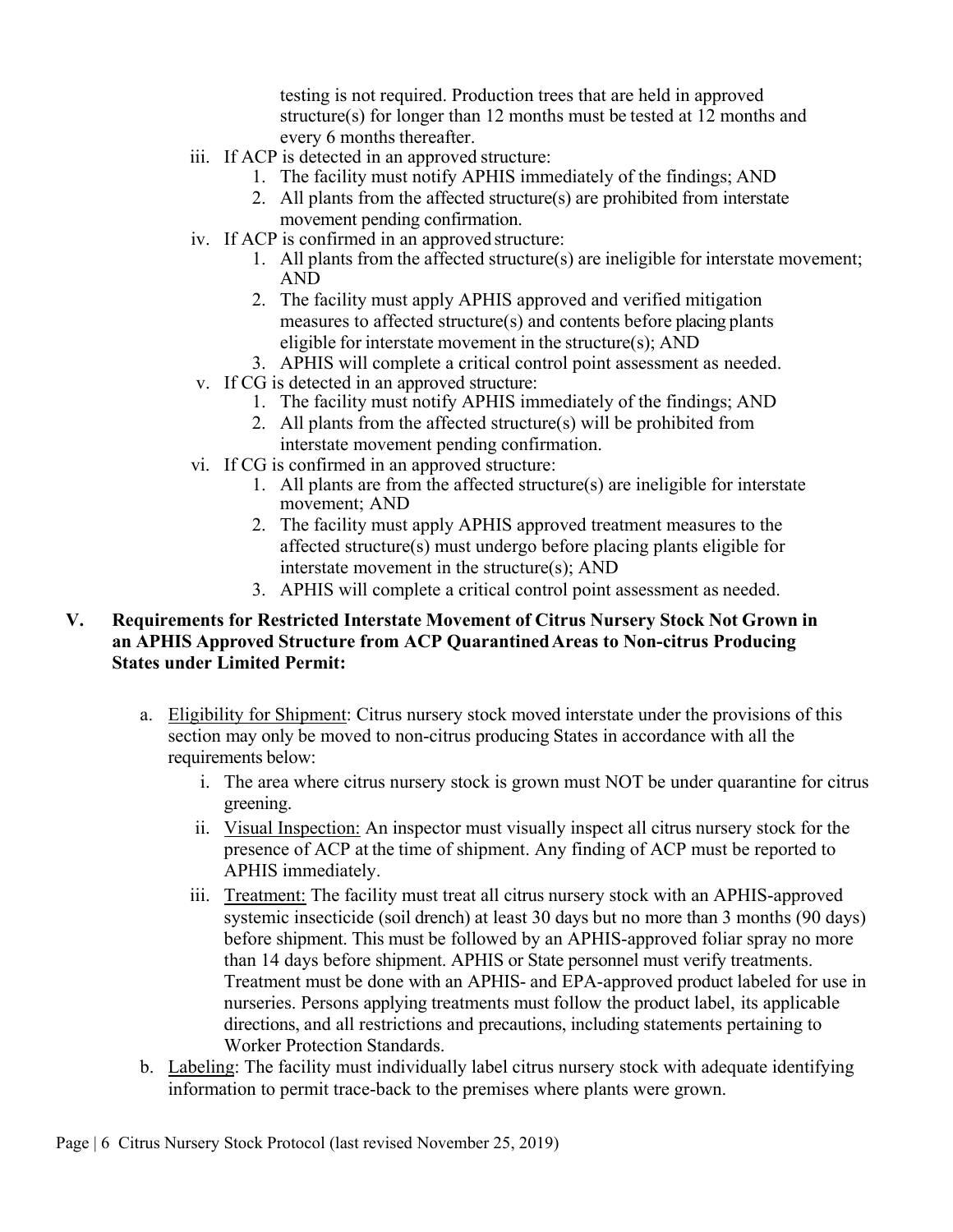testing is not required. Production trees that are held in approved structure(s) for longer than 12 months must be tested at 12 months and every 6 months thereafter.

iii. If ACP is detected in an approved structure:
   1. The facility must notify APHIS immediately of the findings; AND
   2. All plants from the affected structure(s) are prohibited from interstate movement pending confirmation.

iv. If ACP is confirmed in an approved structure:
   1. All plants from the affected structure(s) are ineligible for interstate movement; AND
   2. The facility must apply APHIS approved and verified mitigation measures to affected structure(s) and contents before placing plants eligible for interstate movement in the structure(s); AND
   3. APHIS will complete a critical control point assessment as needed.

v. If CG is detected in an approved structure:
   1. The facility must notify APHIS immediately of the findings; AND
   2. All plants from the affected structure(s) will be prohibited from interstate movement pending confirmation.

vi. If CG is confirmed in an approved structure:
   1. All plants are from the affected structure(s) are ineligible for interstate movement; AND
   2. The facility must apply APHIS approved treatment measures to the affected structure(s) must undergo before placing plants eligible for interstate movement in the structure(s); AND
   3. APHIS will complete a critical control point assessment as needed.

## V. Requirements for Restricted Interstate Movement of Citrus Nursery Stock Not Grown in an APHIS Approved Structure from ACP Quarantined Areas to Non-citrus Producing States under Limited Permit:

a. Eligibility for Shipment: Citrus nursery stock moved interstate under the provisions of this section may only be moved to non-citrus producing States in accordance with all the requirements below:
   i. The area where citrus nursery stock is grown must NOT be under quarantine for citrus greening.
   ii. Visual Inspection: An inspector must visually inspect all citrus nursery stock for the presence of ACP at the time of shipment. Any finding of ACP must be reported to APHIS immediately.
   iii. Treatment: The facility must treat all citrus nursery stock with an APHIS-approved systemic insecticide (soil drench) at least 30 days but no more than 3 months (90 days) before shipment. This must be followed by an APHIS-approved foliar spray no more than 14 days before shipment. APHIS or State personnel must verify treatments. Treatment must be done with an APHIS- and EPA-approved product labeled for use in nurseries. Persons applying treatments must follow the product label, its applicable directions, and all restrictions and precautions, including statements pertaining to Worker Protection Standards.

b. Labeling: The facility must individually label citrus nursery stock with adequate identifying information to permit trace-back to the premises where plants were grown.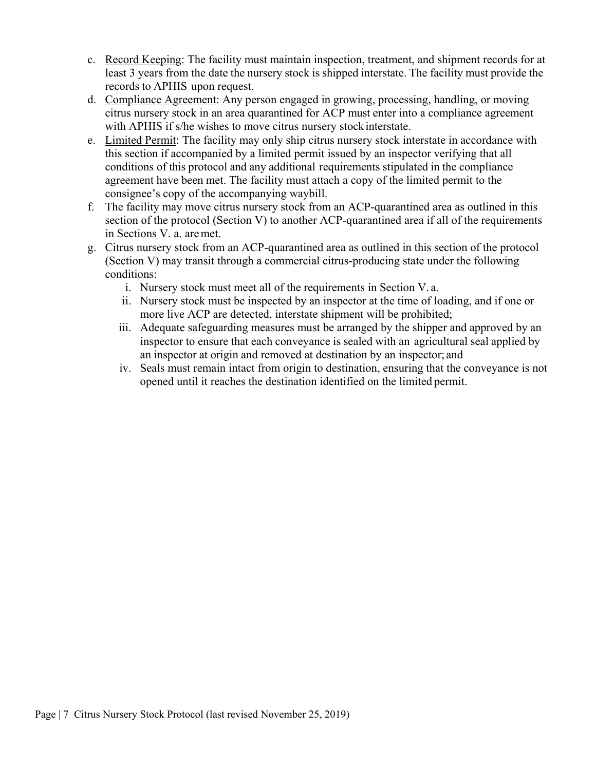c. Record Keeping: The facility must maintain inspection, treatment, and shipment records for at least 3 years from the date the nursery stock is shipped interstate. The facility must provide the records to APHIS upon request.

d. Compliance Agreement: Any person engaged in growing, processing, handling, or moving citrus nursery stock in an area quarantined for ACP must enter into a compliance agreement with APHIS if s/he wishes to move citrus nursery stock interstate.

e. Limited Permit: The facility may only ship citrus nursery stock interstate in accordance with this section if accompanied by a limited permit issued by an inspector verifying that all conditions of this protocol and any additional requirements stipulated in the compliance agreement have been met. The facility must attach a copy of the limited permit to the consignee's copy of the accompanying waybill.

f. The facility may move citrus nursery stock from an ACP-quarantined area as outlined in this section of the protocol (Section V) to another ACP-quarantined area if all of the requirements in Sections V. a. are met.

g. Citrus nursery stock from an ACP-quarantined area as outlined in this section of the protocol (Section V) may transit through a commercial citrus-producing state under the following conditions:
   i. Nursery stock must meet all of the requirements in Section V. a.
   ii. Nursery stock must be inspected by an inspector at the time of loading, and if one or more live ACP are detected, interstate shipment will be prohibited;
   iii. Adequate safeguarding measures must be arranged by the shipper and approved by an inspector to ensure that each conveyance is sealed with an agricultural seal applied by an inspector at origin and removed at destination by an inspector; and
   iv. Seals must remain intact from origin to destination, ensuring that the conveyance is not opened until it reaches the destination identified on the limited permit.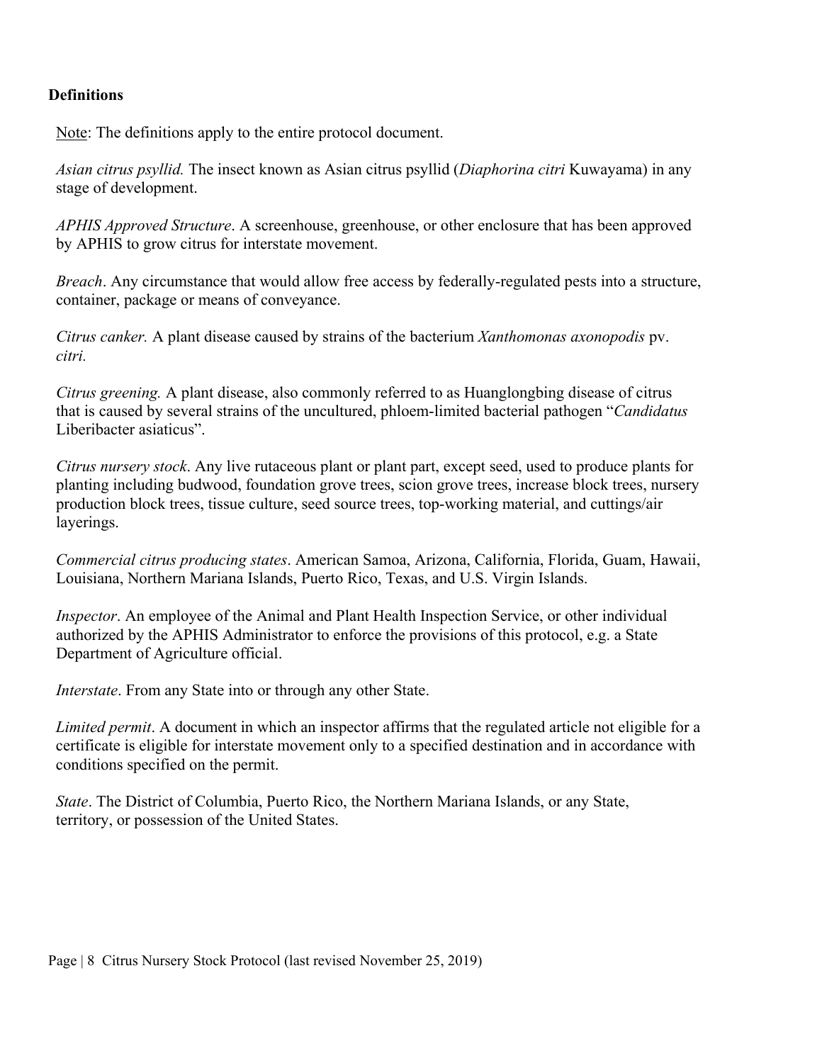**Definitions**

Note: The definitions apply to the entire protocol document.

*Asian citrus psyllid.* The insect known as Asian citrus psyllid (*Diaphorina citri* Kuwayama) in any stage of development.

*APHIS Approved Structure*. A screenhouse, greenhouse, or other enclosure that has been approved by APHIS to grow citrus for interstate movement.

*Breach*. Any circumstance that would allow free access by federally-regulated pests into a structure, container, package or means of conveyance.

*Citrus canker.* A plant disease caused by strains of the bacterium *Xanthomonas axonopodis* pv. *citri.*

*Citrus greening.* A plant disease, also commonly referred to as Huanglongbing disease of citrus that is caused by several strains of the uncultured, phloem-limited bacterial pathogen "*Candidatus* Liberibacter asiaticus".

*Citrus nursery stock*. Any live rutaceous plant or plant part, except seed, used to produce plants for planting including budwood, foundation grove trees, scion grove trees, increase block trees, nursery production block trees, tissue culture, seed source trees, top-working material, and cuttings/air layerings.

*Commercial citrus producing states*. American Samoa, Arizona, California, Florida, Guam, Hawaii, Louisiana, Northern Mariana Islands, Puerto Rico, Texas, and U.S. Virgin Islands.

*Inspector*. An employee of the Animal and Plant Health Inspection Service, or other individual authorized by the APHIS Administrator to enforce the provisions of this protocol, e.g. a State Department of Agriculture official.

*Interstate*. From any State into or through any other State.

*Limited permit*. A document in which an inspector affirms that the regulated article not eligible for a certificate is eligible for interstate movement only to a specified destination and in accordance with conditions specified on the permit.

*State*. The District of Columbia, Puerto Rico, the Northern Mariana Islands, or any State, territory, or possession of the United States.